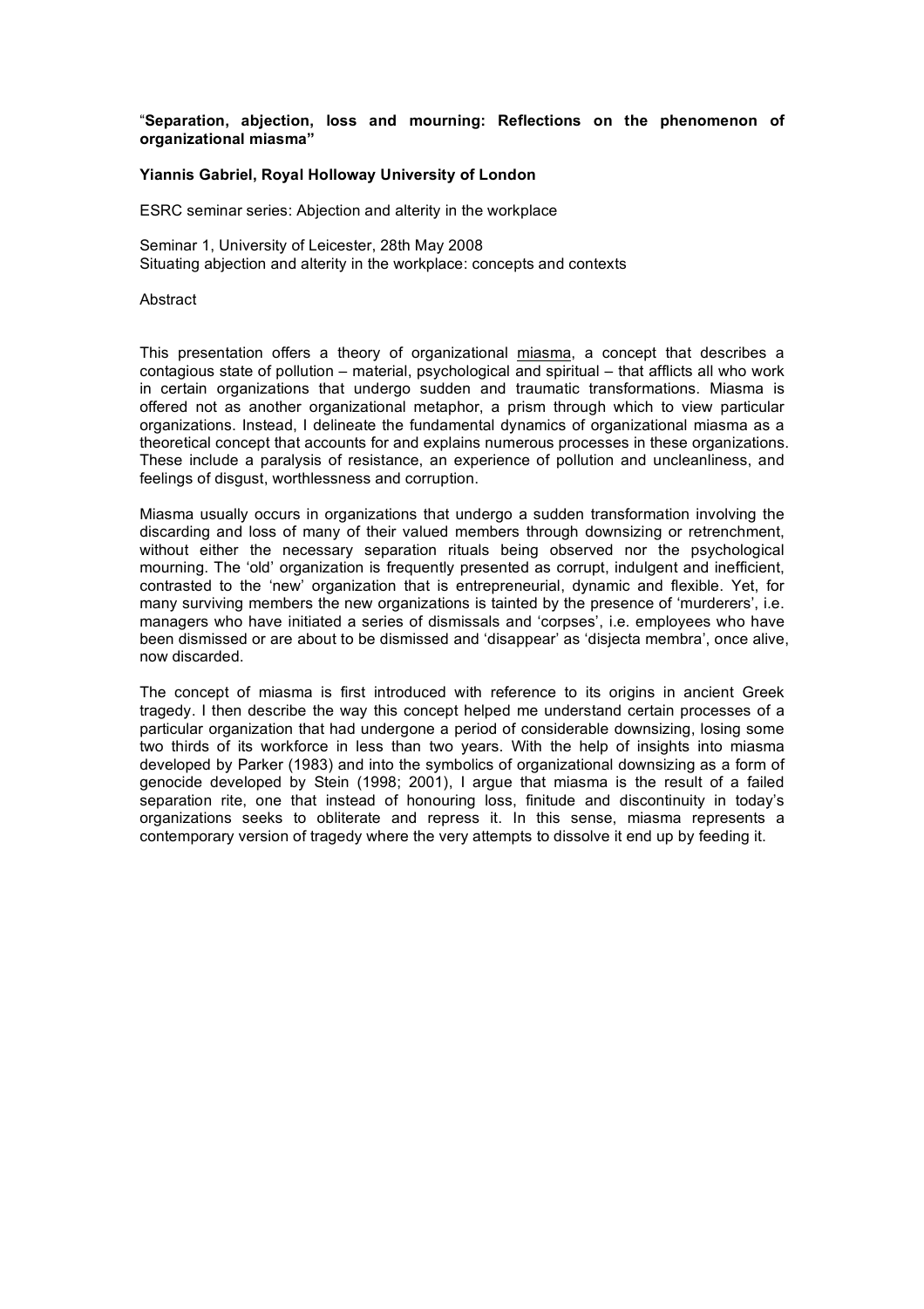**"Separation, abjection, loss and mourning: Reflections on the phenomenon of organizational miasma"**

**Yiannis Gabriel, Royal Holloway University of London**

ESRC seminar series: Abjection and alterity in the workplace

Seminar 1, University of Leicester, 28th May 2008
Situating abjection and alterity in the workplace: concepts and contexts

Abstract

This presentation offers a theory of organizational miasma, a concept that describes a contagious state of pollution – material, psychological and spiritual – that afflicts all who work in certain organizations that undergo sudden and traumatic transformations. Miasma is offered not as another organizational metaphor, a prism through which to view particular organizations. Instead, I delineate the fundamental dynamics of organizational miasma as a theoretical concept that accounts for and explains numerous processes in these organizations. These include a paralysis of resistance, an experience of pollution and uncleanliness, and feelings of disgust, worthlessness and corruption.

Miasma usually occurs in organizations that undergo a sudden transformation involving the discarding and loss of many of their valued members through downsizing or retrenchment, without either the necessary separation rituals being observed nor the psychological mourning. The 'old' organization is frequently presented as corrupt, indulgent and inefficient, contrasted to the 'new' organization that is entrepreneurial, dynamic and flexible. Yet, for many surviving members the new organizations is tainted by the presence of 'murderers', i.e. managers who have initiated a series of dismissals and 'corpses', i.e. employees who have been dismissed or are about to be dismissed and 'disappear' as 'disjecta membra', once alive, now discarded.

The concept of miasma is first introduced with reference to its origins in ancient Greek tragedy. I then describe the way this concept helped me understand certain processes of a particular organization that had undergone a period of considerable downsizing, losing some two thirds of its workforce in less than two years. With the help of insights into miasma developed by Parker (1983) and into the symbolics of organizational downsizing as a form of genocide developed by Stein (1998; 2001), I argue that miasma is the result of a failed separation rite, one that instead of honouring loss, finitude and discontinuity in today's organizations seeks to obliterate and repress it. In this sense, miasma represents a contemporary version of tragedy where the very attempts to dissolve it end up by feeding it.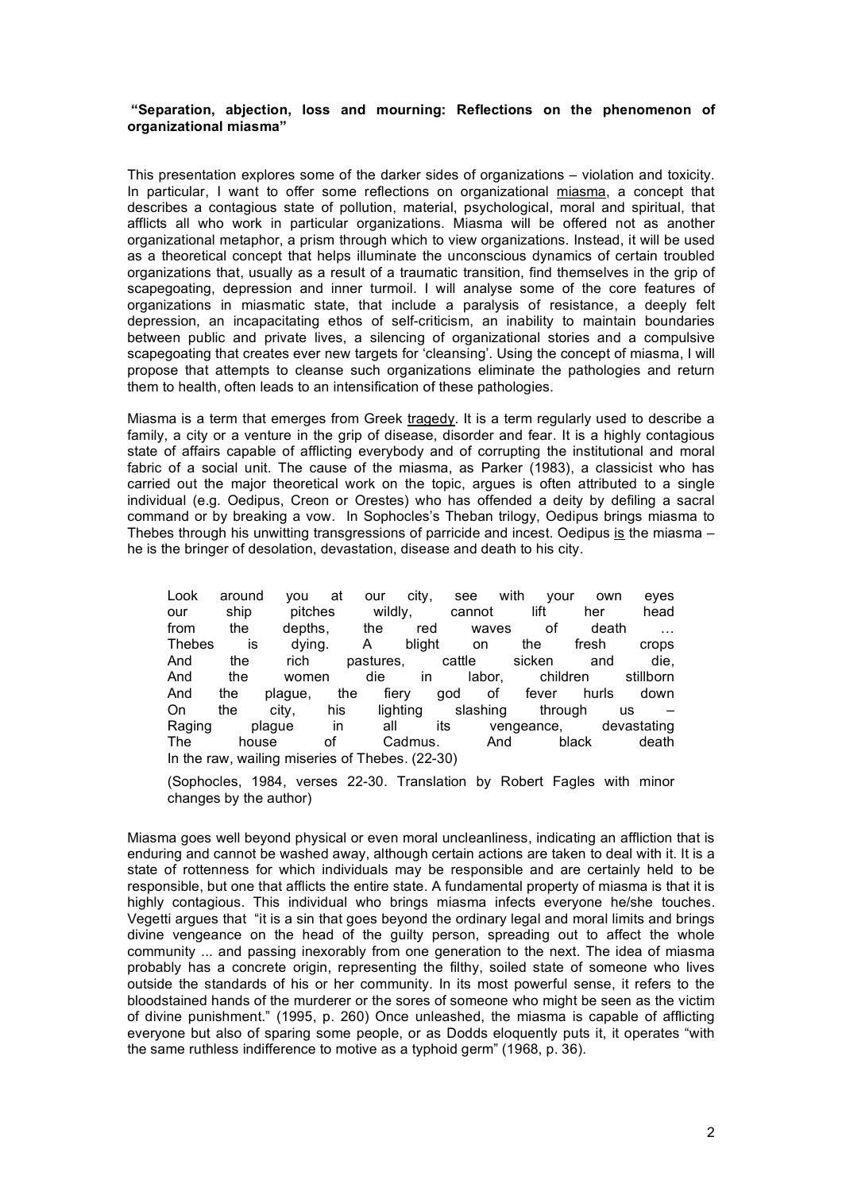**"Separation, abjection, loss and mourning: Reflections on the phenomenon of organizational miasma"**

This presentation explores some of the darker sides of organizations – violation and toxicity. In particular, I want to offer some reflections on organizational miasma, a concept that describes a contagious state of pollution, material, psychological, moral and spiritual, that afflicts all who work in particular organizations. Miasma will be offered not as another organizational metaphor, a prism through which to view organizations. Instead, it will be used as a theoretical concept that helps illuminate the unconscious dynamics of certain troubled organizations that, usually as a result of a traumatic transition, find themselves in the grip of scapegoating, depression and inner turmoil. I will analyse some of the core features of organizations in miasmatic state, that include a paralysis of resistance, a deeply felt depression, an incapacitating ethos of self-criticism, an inability to maintain boundaries between public and private lives, a silencing of organizational stories and a compulsive scapegoating that creates ever new targets for 'cleansing'. Using the concept of miasma, I will propose that attempts to cleanse such organizations eliminate the pathologies and return them to health, often leads to an intensification of these pathologies.

Miasma is a term that emerges from Greek tragedy. It is a term regularly used to describe a family, a city or a venture in the grip of disease, disorder and fear. It is a highly contagious state of affairs capable of afflicting everybody and of corrupting the institutional and moral fabric of a social unit. The cause of the miasma, as Parker (1983), a classicist who has carried out the major theoretical work on the topic, argues is often attributed to a single individual (e.g. Oedipus, Creon or Orestes) who has offended a deity by defiling a sacral command or by breaking a vow. In Sophocles's Theban trilogy, Oedipus brings miasma to Thebes through his unwitting transgressions of parricide and incest. Oedipus is the miasma – he is the bringer of desolation, devastation, disease and death to his city.

> Look around you at our city, see with your own eyes
> our ship pitches wildly, cannot lift her head
> from the depths, the red waves of death …
> Thebes is dying. A blight on the fresh crops
> And the rich pastures, cattle sicken and die,
> And the women die in labor, children stillborn
> And the plague, the fiery god of fever hurls down
> On the city, his lighting slashing through us –
> Raging plague in all its vengeance, devastating
> The house of Cadmus. And black death
> In the raw, wailing miseries of Thebes. (22-30)
>
> (Sophocles, 1984, verses 22-30. Translation by Robert Fagles with minor changes by the author)

Miasma goes well beyond physical or even moral uncleanliness, indicating an affliction that is enduring and cannot be washed away, although certain actions are taken to deal with it. It is a state of rottenness for which individuals may be responsible and are certainly held to be responsible, but one that afflicts the entire state. A fundamental property of miasma is that it is highly contagious. This individual who brings miasma infects everyone he/she touches. Vegetti argues that "it is a sin that goes beyond the ordinary legal and moral limits and brings divine vengeance on the head of the guilty person, spreading out to affect the whole community ... and passing inexorably from one generation to the next. The idea of miasma probably has a concrete origin, representing the filthy, soiled state of someone who lives outside the standards of his or her community. In its most powerful sense, it refers to the bloodstained hands of the murderer or the sores of someone who might be seen as the victim of divine punishment." (1995, p. 260) Once unleashed, the miasma is capable of afflicting everyone but also of sparing some people, or as Dodds eloquently puts it, it operates "with the same ruthless indifference to motive as a typhoid germ" (1968, p. 36).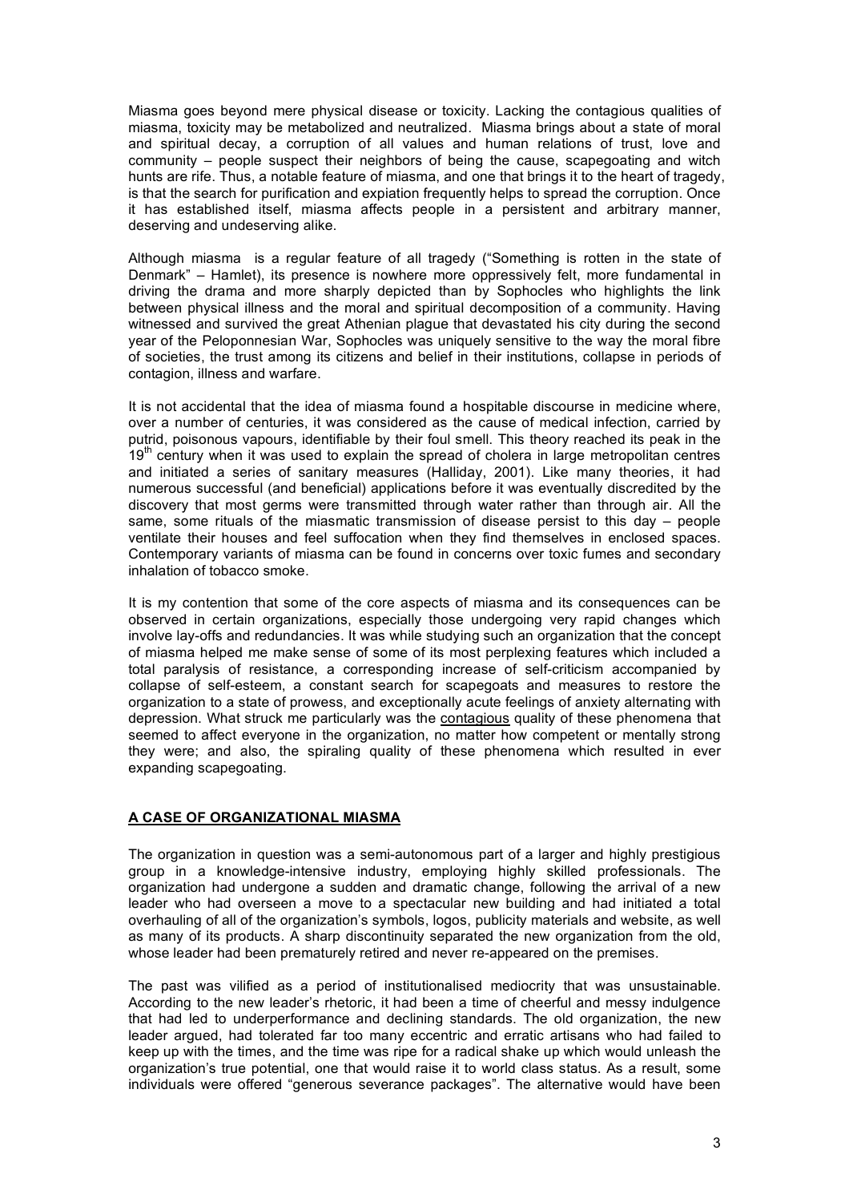Miasma goes beyond mere physical disease or toxicity. Lacking the contagious qualities of miasma, toxicity may be metabolized and neutralized. Miasma brings about a state of moral and spiritual decay, a corruption of all values and human relations of trust, love and community – people suspect their neighbors of being the cause, scapegoating and witch hunts are rife. Thus, a notable feature of miasma, and one that brings it to the heart of tragedy, is that the search for purification and expiation frequently helps to spread the corruption. Once it has established itself, miasma affects people in a persistent and arbitrary manner, deserving and undeserving alike.

Although miasma is a regular feature of all tragedy ("Something is rotten in the state of Denmark" – Hamlet), its presence is nowhere more oppressively felt, more fundamental in driving the drama and more sharply depicted than by Sophocles who highlights the link between physical illness and the moral and spiritual decomposition of a community. Having witnessed and survived the great Athenian plague that devastated his city during the second year of the Peloponnesian War, Sophocles was uniquely sensitive to the way the moral fibre of societies, the trust among its citizens and belief in their institutions, collapse in periods of contagion, illness and warfare.

It is not accidental that the idea of miasma found a hospitable discourse in medicine where, over a number of centuries, it was considered as the cause of medical infection, carried by putrid, poisonous vapours, identifiable by their foul smell. This theory reached its peak in the 19th century when it was used to explain the spread of cholera in large metropolitan centres and initiated a series of sanitary measures (Halliday, 2001). Like many theories, it had numerous successful (and beneficial) applications before it was eventually discredited by the discovery that most germs were transmitted through water rather than through air. All the same, some rituals of the miasmatic transmission of disease persist to this day – people ventilate their houses and feel suffocation when they find themselves in enclosed spaces. Contemporary variants of miasma can be found in concerns over toxic fumes and secondary inhalation of tobacco smoke.

It is my contention that some of the core aspects of miasma and its consequences can be observed in certain organizations, especially those undergoing very rapid changes which involve lay-offs and redundancies. It was while studying such an organization that the concept of miasma helped me make sense of some of its most perplexing features which included a total paralysis of resistance, a corresponding increase of self-criticism accompanied by collapse of self-esteem, a constant search for scapegoats and measures to restore the organization to a state of prowess, and exceptionally acute feelings of anxiety alternating with depression. What struck me particularly was the contagious quality of these phenomena that seemed to affect everyone in the organization, no matter how competent or mentally strong they were; and also, the spiraling quality of these phenomena which resulted in ever expanding scapegoating.

## A CASE OF ORGANIZATIONAL MIASMA

The organization in question was a semi-autonomous part of a larger and highly prestigious group in a knowledge-intensive industry, employing highly skilled professionals. The organization had undergone a sudden and dramatic change, following the arrival of a new leader who had overseen a move to a spectacular new building and had initiated a total overhauling of all of the organization's symbols, logos, publicity materials and website, as well as many of its products. A sharp discontinuity separated the new organization from the old, whose leader had been prematurely retired and never re-appeared on the premises.

The past was vilified as a period of institutionalised mediocrity that was unsustainable. According to the new leader's rhetoric, it had been a time of cheerful and messy indulgence that had led to underperformance and declining standards. The old organization, the new leader argued, had tolerated far too many eccentric and erratic artisans who had failed to keep up with the times, and the time was ripe for a radical shake up which would unleash the organization's true potential, one that would raise it to world class status. As a result, some individuals were offered "generous severance packages". The alternative would have been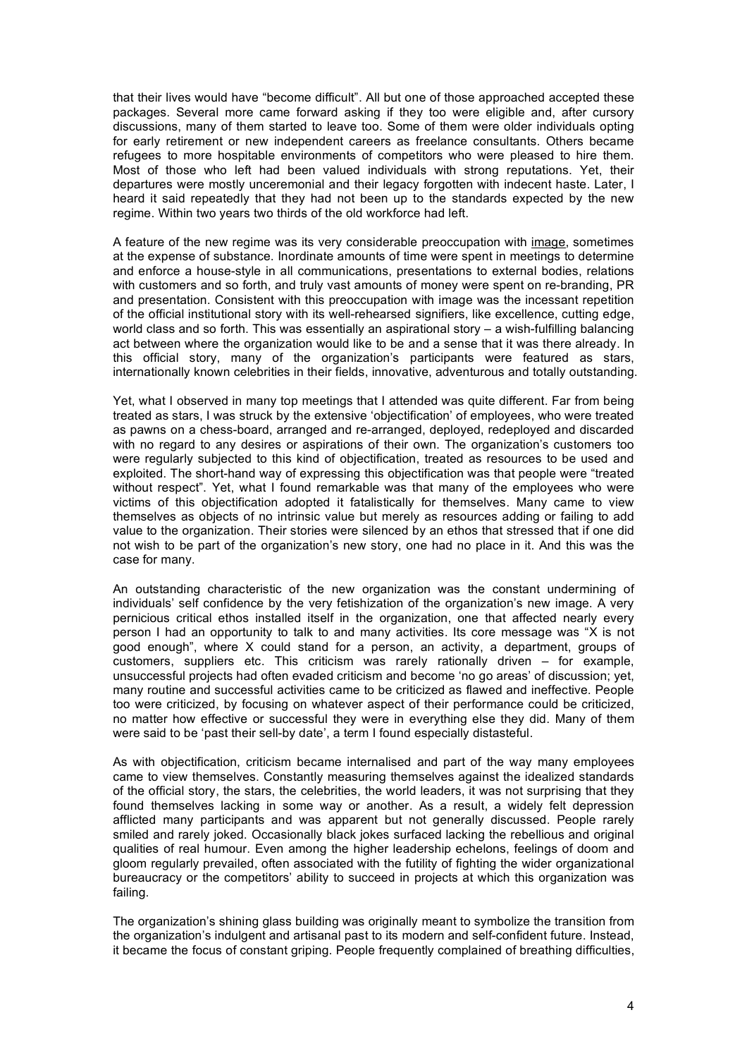that their lives would have "become difficult". All but one of those approached accepted these packages. Several more came forward asking if they too were eligible and, after cursory discussions, many of them started to leave too. Some of them were older individuals opting for early retirement or new independent careers as freelance consultants. Others became refugees to more hospitable environments of competitors who were pleased to hire them. Most of those who left had been valued individuals with strong reputations. Yet, their departures were mostly unceremonial and their legacy forgotten with indecent haste. Later, I heard it said repeatedly that they had not been up to the standards expected by the new regime. Within two years two thirds of the old workforce had left.

A feature of the new regime was its very considerable preoccupation with <u>image</u>, sometimes at the expense of substance. Inordinate amounts of time were spent in meetings to determine and enforce a house-style in all communications, presentations to external bodies, relations with customers and so forth, and truly vast amounts of money were spent on re-branding, PR and presentation. Consistent with this preoccupation with image was the incessant repetition of the official institutional story with its well-rehearsed signifiers, like excellence, cutting edge, world class and so forth. This was essentially an aspirational story – a wish-fulfilling balancing act between where the organization would like to be and a sense that it was there already. In this official story, many of the organization's participants were featured as stars, internationally known celebrities in their fields, innovative, adventurous and totally outstanding.

Yet, what I observed in many top meetings that I attended was quite different. Far from being treated as stars, I was struck by the extensive 'objectification' of employees, who were treated as pawns on a chess-board, arranged and re-arranged, deployed, redeployed and discarded with no regard to any desires or aspirations of their own. The organization's customers too were regularly subjected to this kind of objectification, treated as resources to be used and exploited. The short-hand way of expressing this objectification was that people were "treated without respect". Yet, what I found remarkable was that many of the employees who were victims of this objectification adopted it fatalistically for themselves. Many came to view themselves as objects of no intrinsic value but merely as resources adding or failing to add value to the organization. Their stories were silenced by an ethos that stressed that if one did not wish to be part of the organization's new story, one had no place in it. And this was the case for many.

An outstanding characteristic of the new organization was the constant undermining of individuals' self confidence by the very fetishization of the organization's new image. A very pernicious critical ethos installed itself in the organization, one that affected nearly every person I had an opportunity to talk to and many activities. Its core message was "X is not good enough", where X could stand for a person, an activity, a department, groups of customers, suppliers etc. This criticism was rarely rationally driven – for example, unsuccessful projects had often evaded criticism and become 'no go areas' of discussion; yet, many routine and successful activities came to be criticized as flawed and ineffective. People too were criticized, by focusing on whatever aspect of their performance could be criticized, no matter how effective or successful they were in everything else they did. Many of them were said to be 'past their sell-by date', a term I found especially distasteful.

As with objectification, criticism became internalised and part of the way many employees came to view themselves. Constantly measuring themselves against the idealized standards of the official story, the stars, the celebrities, the world leaders, it was not surprising that they found themselves lacking in some way or another. As a result, a widely felt depression afflicted many participants and was apparent but not generally discussed. People rarely smiled and rarely joked. Occasionally black jokes surfaced lacking the rebellious and original qualities of real humour. Even among the higher leadership echelons, feelings of doom and gloom regularly prevailed, often associated with the futility of fighting the wider organizational bureaucracy or the competitors' ability to succeed in projects at which this organization was failing.

The organization's shining glass building was originally meant to symbolize the transition from the organization's indulgent and artisanal past to its modern and self-confident future. Instead, it became the focus of constant griping. People frequently complained of breathing difficulties,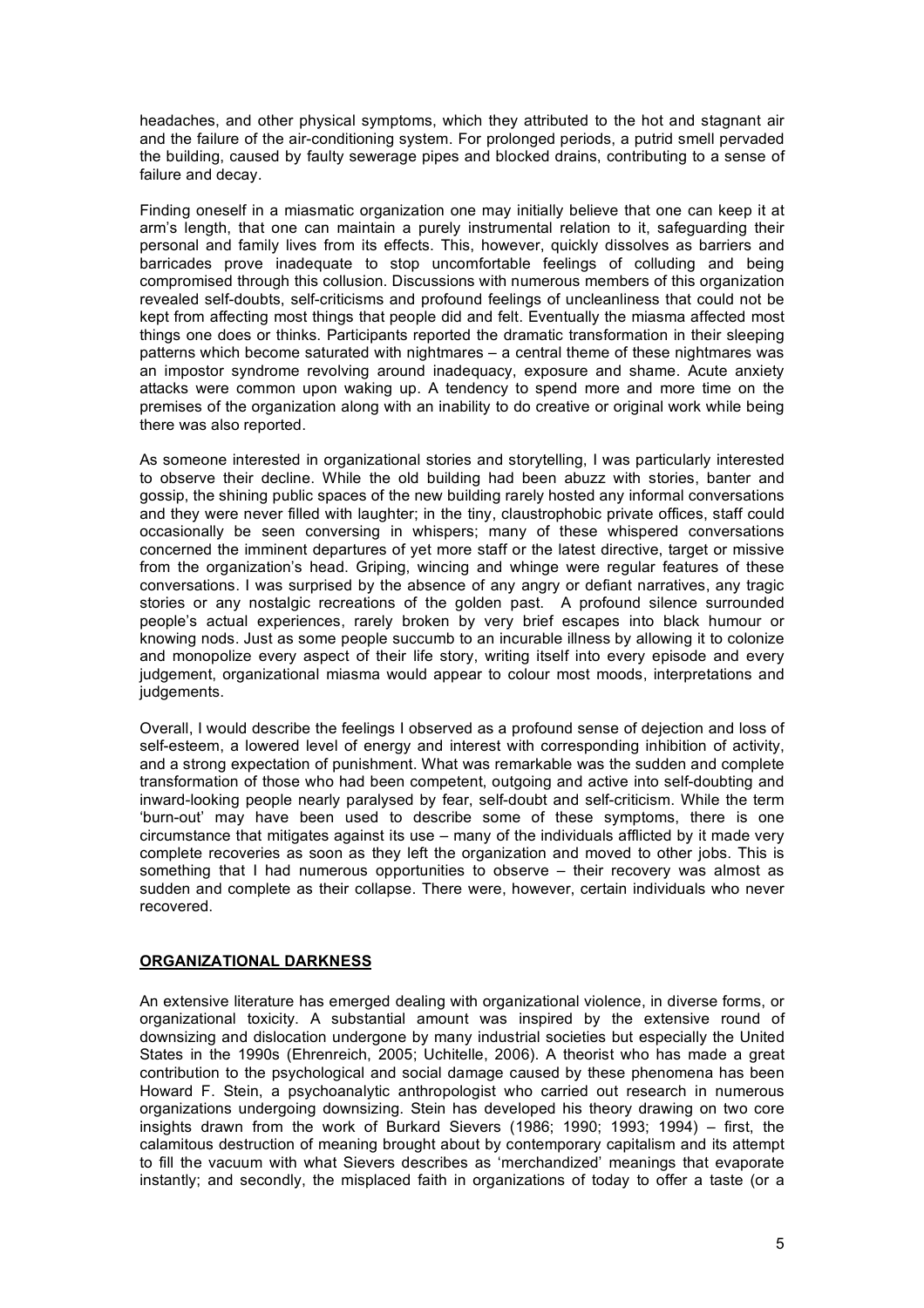headaches, and other physical symptoms, which they attributed to the hot and stagnant air and the failure of the air-conditioning system. For prolonged periods, a putrid smell pervaded the building, caused by faulty sewerage pipes and blocked drains, contributing to a sense of failure and decay.

Finding oneself in a miasmatic organization one may initially believe that one can keep it at arm's length, that one can maintain a purely instrumental relation to it, safeguarding their personal and family lives from its effects. This, however, quickly dissolves as barriers and barricades prove inadequate to stop uncomfortable feelings of colluding and being compromised through this collusion. Discussions with numerous members of this organization revealed self-doubts, self-criticisms and profound feelings of uncleanliness that could not be kept from affecting most things that people did and felt. Eventually the miasma affected most things one does or thinks. Participants reported the dramatic transformation in their sleeping patterns which become saturated with nightmares – a central theme of these nightmares was an impostor syndrome revolving around inadequacy, exposure and shame. Acute anxiety attacks were common upon waking up. A tendency to spend more and more time on the premises of the organization along with an inability to do creative or original work while being there was also reported.

As someone interested in organizational stories and storytelling, I was particularly interested to observe their decline. While the old building had been abuzz with stories, banter and gossip, the shining public spaces of the new building rarely hosted any informal conversations and they were never filled with laughter; in the tiny, claustrophobic private offices, staff could occasionally be seen conversing in whispers; many of these whispered conversations concerned the imminent departures of yet more staff or the latest directive, target or missive from the organization's head. Griping, wincing and whinge were regular features of these conversations. I was surprised by the absence of any angry or defiant narratives, any tragic stories or any nostalgic recreations of the golden past. A profound silence surrounded people's actual experiences, rarely broken by very brief escapes into black humour or knowing nods. Just as some people succumb to an incurable illness by allowing it to colonize and monopolize every aspect of their life story, writing itself into every episode and every judgement, organizational miasma would appear to colour most moods, interpretations and judgements.

Overall, I would describe the feelings I observed as a profound sense of dejection and loss of self-esteem, a lowered level of energy and interest with corresponding inhibition of activity, and a strong expectation of punishment. What was remarkable was the sudden and complete transformation of those who had been competent, outgoing and active into self-doubting and inward-looking people nearly paralysed by fear, self-doubt and self-criticism. While the term 'burn-out' may have been used to describe some of these symptoms, there is one circumstance that mitigates against its use – many of the individuals afflicted by it made very complete recoveries as soon as they left the organization and moved to other jobs. This is something that I had numerous opportunities to observe – their recovery was almost as sudden and complete as their collapse. There were, however, certain individuals who never recovered.

## ORGANIZATIONAL DARKNESS

An extensive literature has emerged dealing with organizational violence, in diverse forms, or organizational toxicity. A substantial amount was inspired by the extensive round of downsizing and dislocation undergone by many industrial societies but especially the United States in the 1990s (Ehrenreich, 2005; Uchitelle, 2006). A theorist who has made a great contribution to the psychological and social damage caused by these phenomena has been Howard F. Stein, a psychoanalytic anthropologist who carried out research in numerous organizations undergoing downsizing. Stein has developed his theory drawing on two core insights drawn from the work of Burkard Sievers (1986; 1990; 1993; 1994) – first, the calamitous destruction of meaning brought about by contemporary capitalism and its attempt to fill the vacuum with what Sievers describes as 'merchandized' meanings that evaporate instantly; and secondly, the misplaced faith in organizations of today to offer a taste (or a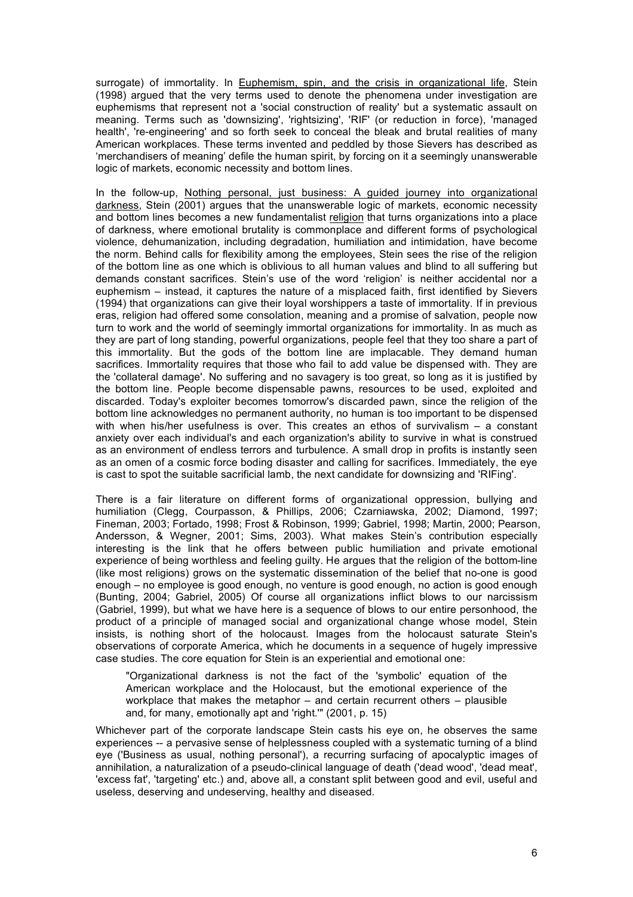surrogate) of immortality. In Euphemism, spin, and the crisis in organizational life, Stein (1998) argued that the very terms used to denote the phenomena under investigation are euphemisms that represent not a 'social construction of reality' but a systematic assault on meaning. Terms such as 'downsizing', 'rightsizing', 'RIF' (or reduction in force), 'managed health', 're-engineering' and so forth seek to conceal the bleak and brutal realities of many American workplaces. These terms invented and peddled by those Sievers has described as 'merchandisers of meaning' defile the human spirit, by forcing on it a seemingly unanswerable logic of markets, economic necessity and bottom lines.

In the follow-up, Nothing personal, just business: A guided journey into organizational darkness, Stein (2001) argues that the unanswerable logic of markets, economic necessity and bottom lines becomes a new fundamentalist religion that turns organizations into a place of darkness, where emotional brutality is commonplace and different forms of psychological violence, dehumanization, including degradation, humiliation and intimidation, have become the norm. Behind calls for flexibility among the employees, Stein sees the rise of the religion of the bottom line as one which is oblivious to all human values and blind to all suffering but demands constant sacrifices. Stein's use of the word 'religion' is neither accidental nor a euphemism – instead, it captures the nature of a misplaced faith, first identified by Sievers (1994) that organizations can give their loyal worshippers a taste of immortality. If in previous eras, religion had offered some consolation, meaning and a promise of salvation, people now turn to work and the world of seemingly immortal organizations for immortality. In as much as they are part of long standing, powerful organizations, people feel that they too share a part of this immortality. But the gods of the bottom line are implacable. They demand human sacrifices. Immortality requires that those who fail to add value be dispensed with. They are the 'collateral damage'. No suffering and no savagery is too great, so long as it is justified by the bottom line. People become dispensable pawns, resources to be used, exploited and discarded. Today's exploiter becomes tomorrow's discarded pawn, since the religion of the bottom line acknowledges no permanent authority, no human is too important to be dispensed with when his/her usefulness is over. This creates an ethos of survivalism – a constant anxiety over each individual's and each organization's ability to survive in what is construed as an environment of endless terrors and turbulence. A small drop in profits is instantly seen as an omen of a cosmic force boding disaster and calling for sacrifices. Immediately, the eye is cast to spot the suitable sacrificial lamb, the next candidate for downsizing and 'RIFing'.

There is a fair literature on different forms of organizational oppression, bullying and humiliation (Clegg, Courpasson, & Phillips, 2006; Czarniawska, 2002; Diamond, 1997; Fineman, 2003; Fortado, 1998; Frost & Robinson, 1999; Gabriel, 1998; Martin, 2000; Pearson, Andersson, & Wegner, 2001; Sims, 2003). What makes Stein's contribution especially interesting is the link that he offers between public humiliation and private emotional experience of being worthless and feeling guilty. He argues that the religion of the bottom-line (like most religions) grows on the systematic dissemination of the belief that no-one is good enough – no employee is good enough, no venture is good enough, no action is good enough (Bunting, 2004; Gabriel, 2005) Of course all organizations inflict blows to our narcissism (Gabriel, 1999), but what we have here is a sequence of blows to our entire personhood, the product of a principle of managed social and organizational change whose model, Stein insists, is nothing short of the holocaust. Images from the holocaust saturate Stein's observations of corporate America, which he documents in a sequence of hugely impressive case studies. The core equation for Stein is an experiential and emotional one:

> "Organizational darkness is not the fact of the 'symbolic' equation of the American workplace and the Holocaust, but the emotional experience of the workplace that makes the metaphor – and certain recurrent others – plausible and, for many, emotionally apt and 'right.'" (2001, p. 15)

Whichever part of the corporate landscape Stein casts his eye on, he observes the same experiences -- a pervasive sense of helplessness coupled with a systematic turning of a blind eye ('Business as usual, nothing personal'), a recurring surfacing of apocalyptic images of annihilation, a naturalization of a pseudo-clinical language of death ('dead wood', 'dead meat', 'excess fat', 'targeting' etc.) and, above all, a constant split between good and evil, useful and useless, deserving and undeserving, healthy and diseased.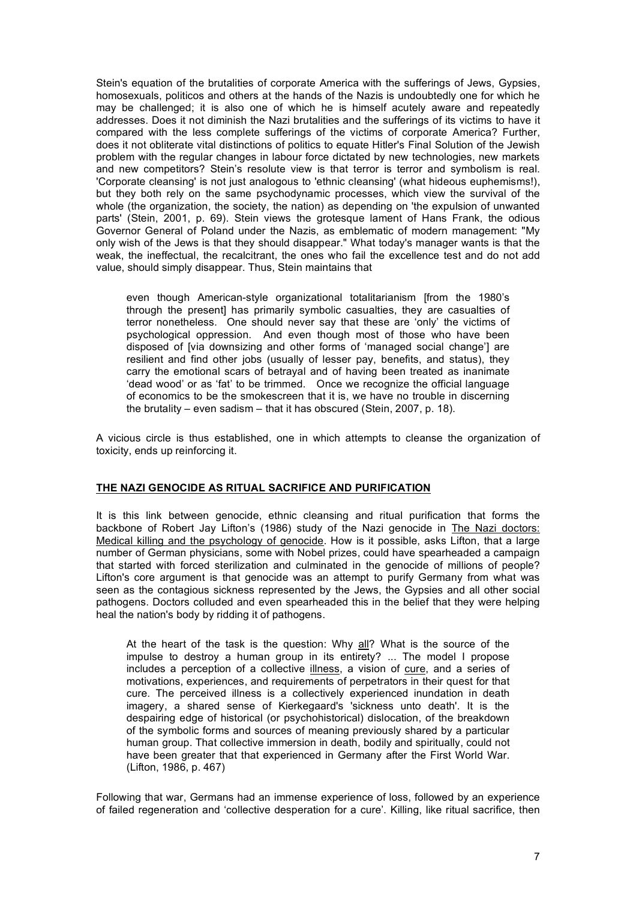Stein's equation of the brutalities of corporate America with the sufferings of Jews, Gypsies, homosexuals, politicos and others at the hands of the Nazis is undoubtedly one for which he may be challenged; it is also one of which he is himself acutely aware and repeatedly addresses. Does it not diminish the Nazi brutalities and the sufferings of its victims to have it compared with the less complete sufferings of the victims of corporate America? Further, does it not obliterate vital distinctions of politics to equate Hitler's Final Solution of the Jewish problem with the regular changes in labour force dictated by new technologies, new markets and new competitors? Stein's resolute view is that terror is terror and symbolism is real. 'Corporate cleansing' is not just analogous to 'ethnic cleansing' (what hideous euphemisms!), but they both rely on the same psychodynamic processes, which view the survival of the whole (the organization, the society, the nation) as depending on 'the expulsion of unwanted parts' (Stein, 2001, p. 69). Stein views the grotesque lament of Hans Frank, the odious Governor General of Poland under the Nazis, as emblematic of modern management: "My only wish of the Jews is that they should disappear." What today's manager wants is that the weak, the ineffectual, the recalcitrant, the ones who fail the excellence test and do not add value, should simply disappear. Thus, Stein maintains that

> even though American-style organizational totalitarianism [from the 1980's through the present] has primarily symbolic casualties, they are casualties of terror nonetheless. One should never say that these are 'only' the victims of psychological oppression. And even though most of those who have been disposed of [via downsizing and other forms of 'managed social change'] are resilient and find other jobs (usually of lesser pay, benefits, and status), they carry the emotional scars of betrayal and of having been treated as inanimate 'dead wood' or as 'fat' to be trimmed. Once we recognize the official language of economics to be the smokescreen that it is, we have no trouble in discerning the brutality – even sadism – that it has obscured (Stein, 2007, p. 18).

A vicious circle is thus established, one in which attempts to cleanse the organization of toxicity, ends up reinforcing it.

## THE NAZI GENOCIDE AS RITUAL SACRIFICE AND PURIFICATION

It is this link between genocide, ethnic cleansing and ritual purification that forms the backbone of Robert Jay Lifton's (1986) study of the Nazi genocide in The Nazi doctors: Medical killing and the psychology of genocide. How is it possible, asks Lifton, that a large number of German physicians, some with Nobel prizes, could have spearheaded a campaign that started with forced sterilization and culminated in the genocide of millions of people? Lifton's core argument is that genocide was an attempt to purify Germany from what was seen as the contagious sickness represented by the Jews, the Gypsies and all other social pathogens. Doctors colluded and even spearheaded this in the belief that they were helping heal the nation's body by ridding it of pathogens.

> At the heart of the task is the question: Why all? What is the source of the impulse to destroy a human group in its entirety? ... The model I propose includes a perception of a collective illness, a vision of cure, and a series of motivations, experiences, and requirements of perpetrators in their quest for that cure. The perceived illness is a collectively experienced inundation in death imagery, a shared sense of Kierkegaard's 'sickness unto death'. It is the despairing edge of historical (or psychohistorical) dislocation, of the breakdown of the symbolic forms and sources of meaning previously shared by a particular human group. That collective immersion in death, bodily and spiritually, could not have been greater that that experienced in Germany after the First World War. (Lifton, 1986, p. 467)

Following that war, Germans had an immense experience of loss, followed by an experience of failed regeneration and 'collective desperation for a cure'. Killing, like ritual sacrifice, then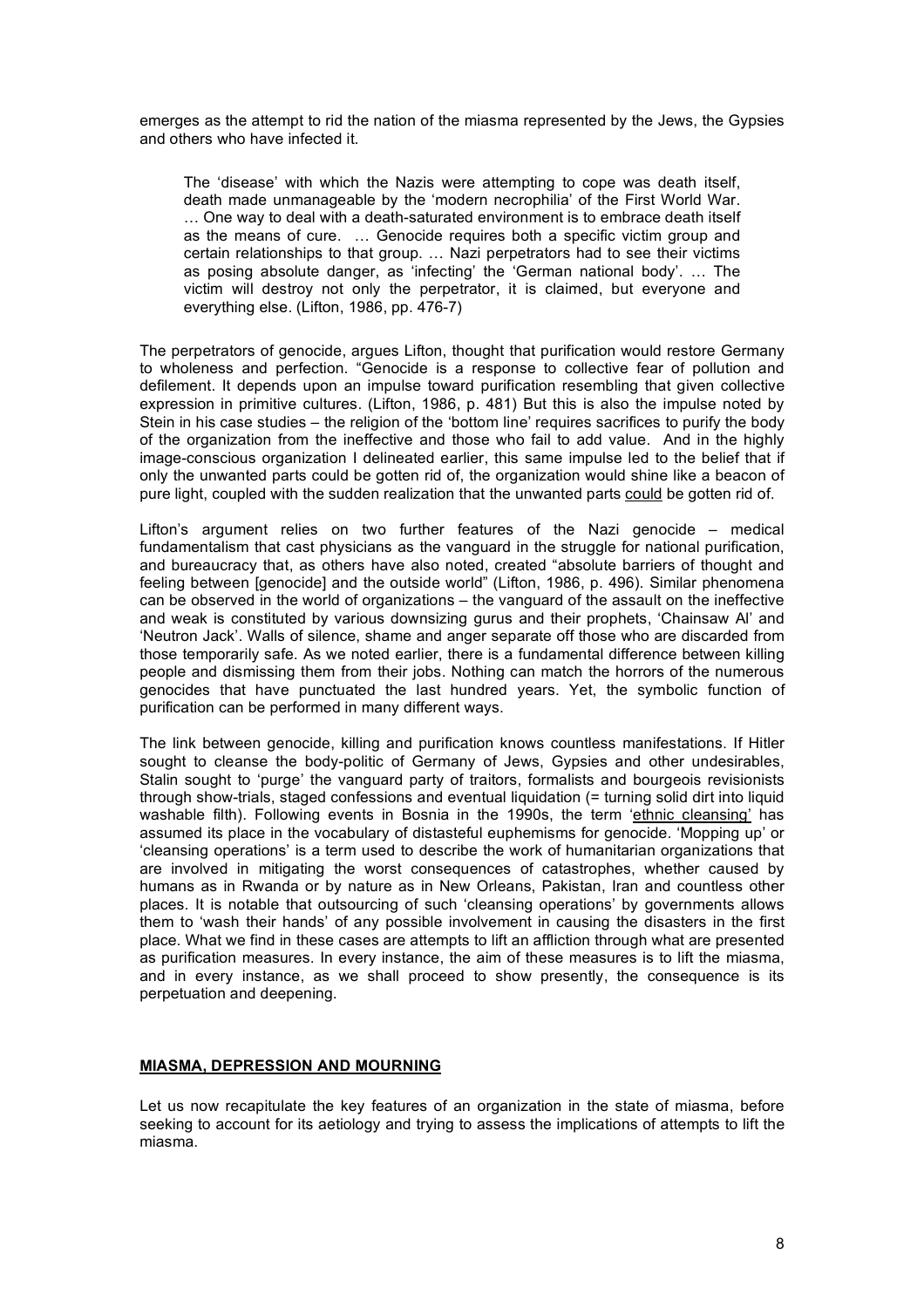emerges as the attempt to rid the nation of the miasma represented by the Jews, the Gypsies and others who have infected it.

> The 'disease' with which the Nazis were attempting to cope was death itself, death made unmanageable by the 'modern necrophilia' of the First World War. … One way to deal with a death-saturated environment is to embrace death itself as the means of cure. … Genocide requires both a specific victim group and certain relationships to that group. … Nazi perpetrators had to see their victims as posing absolute danger, as 'infecting' the 'German national body'. … The victim will destroy not only the perpetrator, it is claimed, but everyone and everything else. (Lifton, 1986, pp. 476-7)

The perpetrators of genocide, argues Lifton, thought that purification would restore Germany to wholeness and perfection. "Genocide is a response to collective fear of pollution and defilement. It depends upon an impulse toward purification resembling that given collective expression in primitive cultures. (Lifton, 1986, p. 481) But this is also the impulse noted by Stein in his case studies – the religion of the 'bottom line' requires sacrifices to purify the body of the organization from the ineffective and those who fail to add value. And in the highly image-conscious organization I delineated earlier, this same impulse led to the belief that if only the unwanted parts could be gotten rid of, the organization would shine like a beacon of pure light, coupled with the sudden realization that the unwanted parts could be gotten rid of.

Lifton's argument relies on two further features of the Nazi genocide – medical fundamentalism that cast physicians as the vanguard in the struggle for national purification, and bureaucracy that, as others have also noted, created "absolute barriers of thought and feeling between [genocide] and the outside world" (Lifton, 1986, p. 496). Similar phenomena can be observed in the world of organizations – the vanguard of the assault on the ineffective and weak is constituted by various downsizing gurus and their prophets, 'Chainsaw Al' and 'Neutron Jack'. Walls of silence, shame and anger separate off those who are discarded from those temporarily safe. As we noted earlier, there is a fundamental difference between killing people and dismissing them from their jobs. Nothing can match the horrors of the numerous genocides that have punctuated the last hundred years. Yet, the symbolic function of purification can be performed in many different ways.

The link between genocide, killing and purification knows countless manifestations. If Hitler sought to cleanse the body-politic of Germany of Jews, Gypsies and other undesirables, Stalin sought to 'purge' the vanguard party of traitors, formalists and bourgeois revisionists through show-trials, staged confessions and eventual liquidation (= turning solid dirt into liquid washable filth). Following events in Bosnia in the 1990s, the term 'ethnic cleansing' has assumed its place in the vocabulary of distasteful euphemisms for genocide. 'Mopping up' or 'cleansing operations' is a term used to describe the work of humanitarian organizations that are involved in mitigating the worst consequences of catastrophes, whether caused by humans as in Rwanda or by nature as in New Orleans, Pakistan, Iran and countless other places. It is notable that outsourcing of such 'cleansing operations' by governments allows them to 'wash their hands' of any possible involvement in causing the disasters in the first place. What we find in these cases are attempts to lift an affliction through what are presented as purification measures. In every instance, the aim of these measures is to lift the miasma, and in every instance, as we shall proceed to show presently, the consequence is its perpetuation and deepening.

## MIASMA, DEPRESSION AND MOURNING

Let us now recapitulate the key features of an organization in the state of miasma, before seeking to account for its aetiology and trying to assess the implications of attempts to lift the miasma.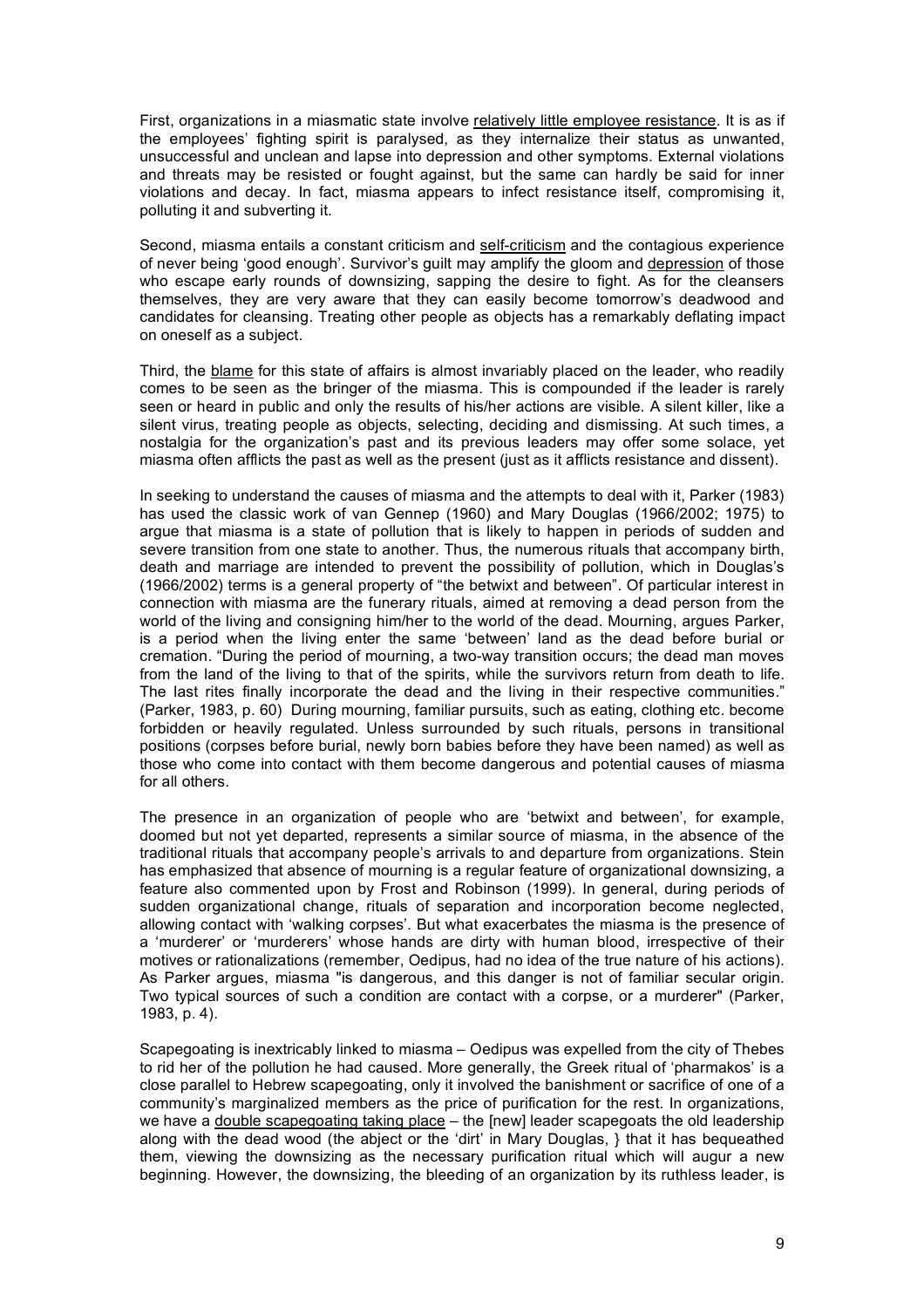First, organizations in a miasmatic state involve relatively little employee resistance. It is as if the employees' fighting spirit is paralysed, as they internalize their status as unwanted, unsuccessful and unclean and lapse into depression and other symptoms. External violations and threats may be resisted or fought against, but the same can hardly be said for inner violations and decay. In fact, miasma appears to infect resistance itself, compromising it, polluting it and subverting it.

Second, miasma entails a constant criticism and self-criticism and the contagious experience of never being 'good enough'. Survivor's guilt may amplify the gloom and depression of those who escape early rounds of downsizing, sapping the desire to fight. As for the cleansers themselves, they are very aware that they can easily become tomorrow's deadwood and candidates for cleansing. Treating other people as objects has a remarkably deflating impact on oneself as a subject.

Third, the blame for this state of affairs is almost invariably placed on the leader, who readily comes to be seen as the bringer of the miasma. This is compounded if the leader is rarely seen or heard in public and only the results of his/her actions are visible. A silent killer, like a silent virus, treating people as objects, selecting, deciding and dismissing. At such times, a nostalgia for the organization's past and its previous leaders may offer some solace, yet miasma often afflicts the past as well as the present (just as it afflicts resistance and dissent).

In seeking to understand the causes of miasma and the attempts to deal with it, Parker (1983) has used the classic work of van Gennep (1960) and Mary Douglas (1966/2002; 1975) to argue that miasma is a state of pollution that is likely to happen in periods of sudden and severe transition from one state to another. Thus, the numerous rituals that accompany birth, death and marriage are intended to prevent the possibility of pollution, which in Douglas's (1966/2002) terms is a general property of "the betwixt and between". Of particular interest in connection with miasma are the funerary rituals, aimed at removing a dead person from the world of the living and consigning him/her to the world of the dead. Mourning, argues Parker, is a period when the living enter the same 'between' land as the dead before burial or cremation. "During the period of mourning, a two-way transition occurs; the dead man moves from the land of the living to that of the spirits, while the survivors return from death to life. The last rites finally incorporate the dead and the living in their respective communities." (Parker, 1983, p. 60) During mourning, familiar pursuits, such as eating, clothing etc. become forbidden or heavily regulated. Unless surrounded by such rituals, persons in transitional positions (corpses before burial, newly born babies before they have been named) as well as those who come into contact with them become dangerous and potential causes of miasma for all others.

The presence in an organization of people who are 'betwixt and between', for example, doomed but not yet departed, represents a similar source of miasma, in the absence of the traditional rituals that accompany people's arrivals to and departure from organizations. Stein has emphasized that absence of mourning is a regular feature of organizational downsizing, a feature also commented upon by Frost and Robinson (1999). In general, during periods of sudden organizational change, rituals of separation and incorporation become neglected, allowing contact with 'walking corpses'. But what exacerbates the miasma is the presence of a 'murderer' or 'murderers' whose hands are dirty with human blood, irrespective of their motives or rationalizations (remember, Oedipus, had no idea of the true nature of his actions). As Parker argues, miasma "is dangerous, and this danger is not of familiar secular origin. Two typical sources of such a condition are contact with a corpse, or a murderer" (Parker, 1983, p. 4).

Scapegoating is inextricably linked to miasma – Oedipus was expelled from the city of Thebes to rid her of the pollution he had caused. More generally, the Greek ritual of 'pharmakos' is a close parallel to Hebrew scapegoating, only it involved the banishment or sacrifice of one of a community's marginalized members as the price of purification for the rest. In organizations, we have a double scapegoating taking place – the [new] leader scapegoats the old leadership along with the dead wood (the abject or the 'dirt' in Mary Douglas, } that it has bequeathed them, viewing the downsizing as the necessary purification ritual which will augur a new beginning. However, the downsizing, the bleeding of an organization by its ruthless leader, is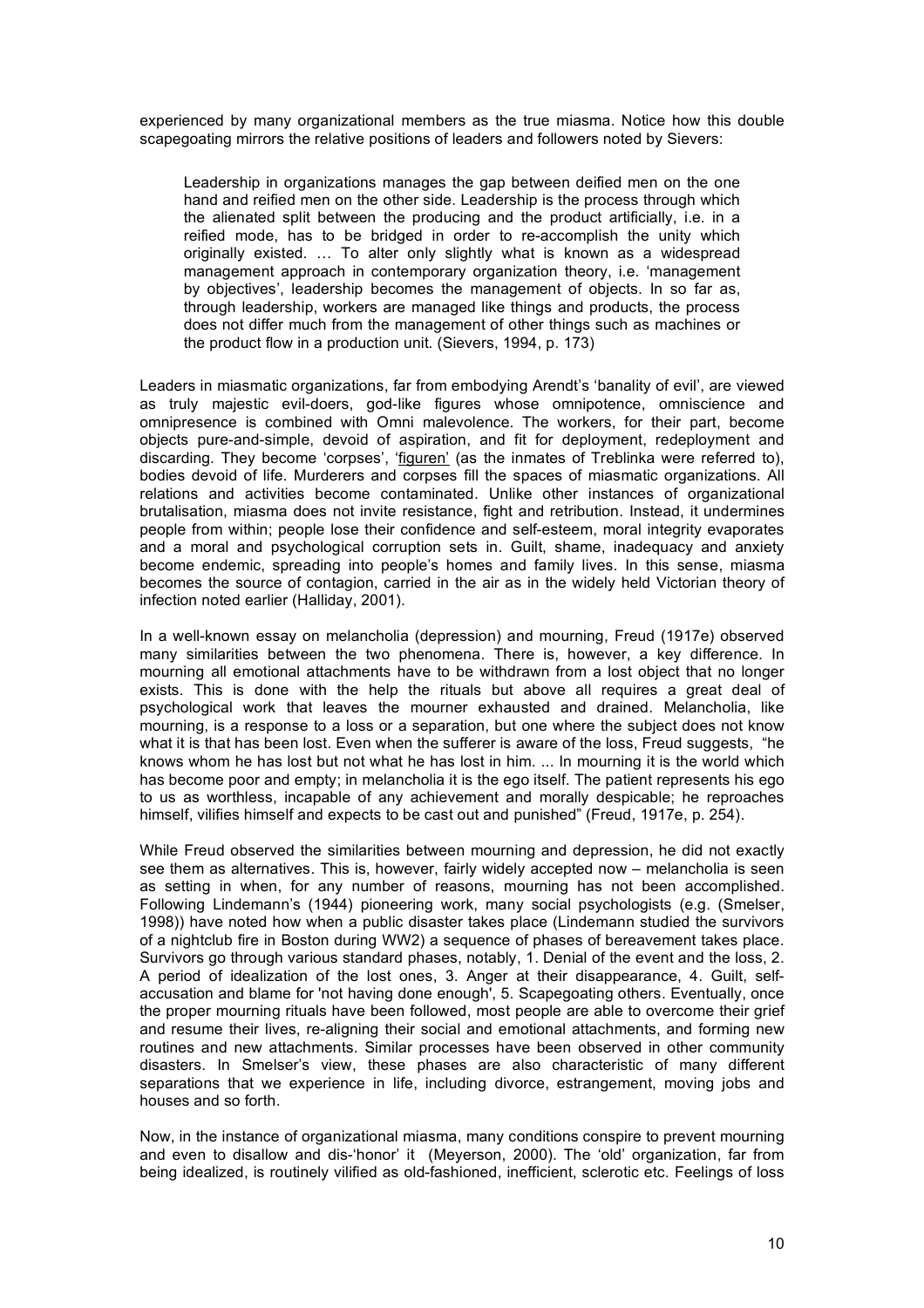experienced by many organizational members as the true miasma. Notice how this double scapegoating mirrors the relative positions of leaders and followers noted by Sievers:

> Leadership in organizations manages the gap between deified men on the one hand and reified men on the other side. Leadership is the process through which the alienated split between the producing and the product artificially, i.e. in a reified mode, has to be bridged in order to re-accomplish the unity which originally existed. … To alter only slightly what is known as a widespread management approach in contemporary organization theory, i.e. 'management by objectives', leadership becomes the management of objects. In so far as, through leadership, workers are managed like things and products, the process does not differ much from the management of other things such as machines or the product flow in a production unit. (Sievers, 1994, p. 173)

Leaders in miasmatic organizations, far from embodying Arendt's 'banality of evil', are viewed as truly majestic evil-doers, god-like figures whose omnipotence, omniscience and omnipresence is combined with Omni malevolence. The workers, for their part, become objects pure-and-simple, devoid of aspiration, and fit for deployment, redeployment and discarding. They become 'corpses', 'figuren' (as the inmates of Treblinka were referred to), bodies devoid of life. Murderers and corpses fill the spaces of miasmatic organizations. All relations and activities become contaminated. Unlike other instances of organizational brutalisation, miasma does not invite resistance, fight and retribution. Instead, it undermines people from within; people lose their confidence and self-esteem, moral integrity evaporates and a moral and psychological corruption sets in. Guilt, shame, inadequacy and anxiety become endemic, spreading into people's homes and family lives. In this sense, miasma becomes the source of contagion, carried in the air as in the widely held Victorian theory of infection noted earlier (Halliday, 2001).

In a well-known essay on melancholia (depression) and mourning, Freud (1917e) observed many similarities between the two phenomena. There is, however, a key difference. In mourning all emotional attachments have to be withdrawn from a lost object that no longer exists. This is done with the help the rituals but above all requires a great deal of psychological work that leaves the mourner exhausted and drained. Melancholia, like mourning, is a response to a loss or a separation, but one where the subject does not know what it is that has been lost. Even when the sufferer is aware of the loss, Freud suggests, "he knows whom he has lost but not what he has lost in him. ... In mourning it is the world which has become poor and empty; in melancholia it is the ego itself. The patient represents his ego to us as worthless, incapable of any achievement and morally despicable; he reproaches himself, vilifies himself and expects to be cast out and punished" (Freud, 1917e, p. 254).

While Freud observed the similarities between mourning and depression, he did not exactly see them as alternatives. This is, however, fairly widely accepted now – melancholia is seen as setting in when, for any number of reasons, mourning has not been accomplished. Following Lindemann's (1944) pioneering work, many social psychologists (e.g. (Smelser, 1998)) have noted how when a public disaster takes place (Lindemann studied the survivors of a nightclub fire in Boston during WW2) a sequence of phases of bereavement takes place. Survivors go through various standard phases, notably, 1. Denial of the event and the loss, 2. A period of idealization of the lost ones, 3. Anger at their disappearance, 4. Guilt, self-accusation and blame for 'not having done enough', 5. Scapegoating others. Eventually, once the proper mourning rituals have been followed, most people are able to overcome their grief and resume their lives, re-aligning their social and emotional attachments, and forming new routines and new attachments. Similar processes have been observed in other community disasters. In Smelser's view, these phases are also characteristic of many different separations that we experience in life, including divorce, estrangement, moving jobs and houses and so forth.

Now, in the instance of organizational miasma, many conditions conspire to prevent mourning and even to disallow and dis-'honor' it (Meyerson, 2000). The 'old' organization, far from being idealized, is routinely vilified as old-fashioned, inefficient, sclerotic etc. Feelings of loss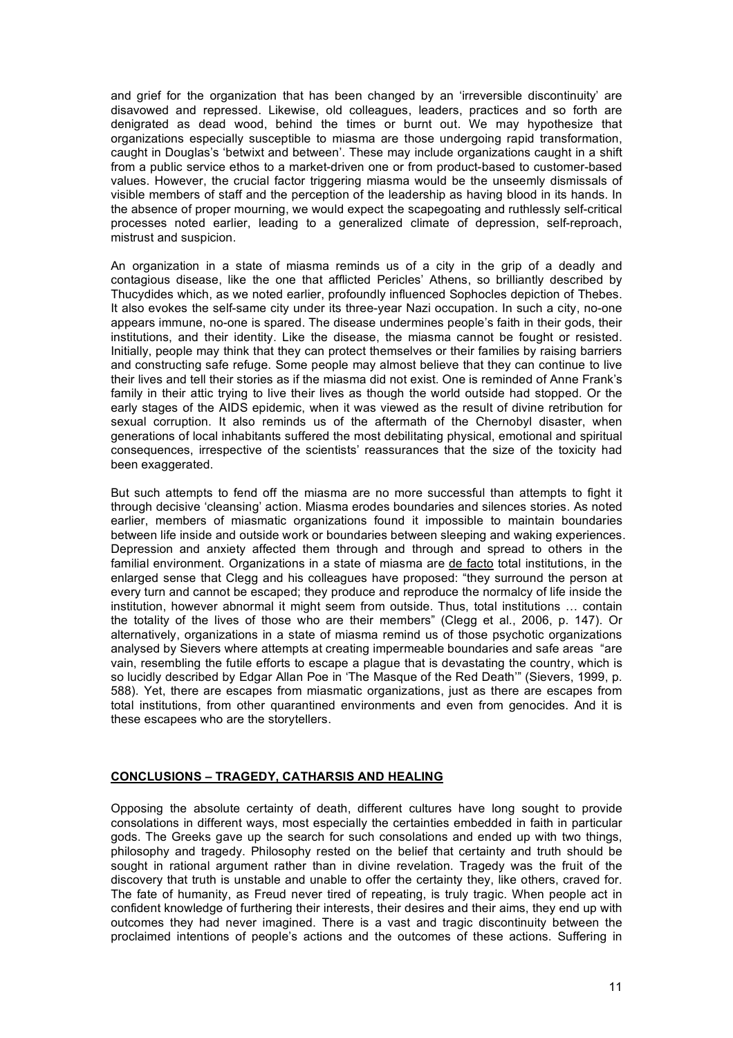and grief for the organization that has been changed by an 'irreversible discontinuity' are disavowed and repressed. Likewise, old colleagues, leaders, practices and so forth are denigrated as dead wood, behind the times or burnt out. We may hypothesize that organizations especially susceptible to miasma are those undergoing rapid transformation, caught in Douglas's 'betwixt and between'. These may include organizations caught in a shift from a public service ethos to a market-driven one or from product-based to customer-based values. However, the crucial factor triggering miasma would be the unseemly dismissals of visible members of staff and the perception of the leadership as having blood in its hands. In the absence of proper mourning, we would expect the scapegoating and ruthlessly self-critical processes noted earlier, leading to a generalized climate of depression, self-reproach, mistrust and suspicion.

An organization in a state of miasma reminds us of a city in the grip of a deadly and contagious disease, like the one that afflicted Pericles' Athens, so brilliantly described by Thucydides which, as we noted earlier, profoundly influenced Sophocles depiction of Thebes. It also evokes the self-same city under its three-year Nazi occupation. In such a city, no-one appears immune, no-one is spared. The disease undermines people's faith in their gods, their institutions, and their identity. Like the disease, the miasma cannot be fought or resisted. Initially, people may think that they can protect themselves or their families by raising barriers and constructing safe refuge. Some people may almost believe that they can continue to live their lives and tell their stories as if the miasma did not exist. One is reminded of Anne Frank's family in their attic trying to live their lives as though the world outside had stopped. Or the early stages of the AIDS epidemic, when it was viewed as the result of divine retribution for sexual corruption. It also reminds us of the aftermath of the Chernobyl disaster, when generations of local inhabitants suffered the most debilitating physical, emotional and spiritual consequences, irrespective of the scientists' reassurances that the size of the toxicity had been exaggerated.

But such attempts to fend off the miasma are no more successful than attempts to fight it through decisive 'cleansing' action. Miasma erodes boundaries and silences stories. As noted earlier, members of miasmatic organizations found it impossible to maintain boundaries between life inside and outside work or boundaries between sleeping and waking experiences. Depression and anxiety affected them through and through and spread to others in the familial environment. Organizations in a state of miasma are de facto total institutions, in the enlarged sense that Clegg and his colleagues have proposed: "they surround the person at every turn and cannot be escaped; they produce and reproduce the normalcy of life inside the institution, however abnormal it might seem from outside. Thus, total institutions … contain the totality of the lives of those who are their members" (Clegg et al., 2006, p. 147). Or alternatively, organizations in a state of miasma remind us of those psychotic organizations analysed by Sievers where attempts at creating impermeable boundaries and safe areas "are vain, resembling the futile efforts to escape a plague that is devastating the country, which is so lucidly described by Edgar Allan Poe in 'The Masque of the Red Death'" (Sievers, 1999, p. 588). Yet, there are escapes from miasmatic organizations, just as there are escapes from total institutions, from other quarantined environments and even from genocides. And it is these escapees who are the storytellers.

## CONCLUSIONS – TRAGEDY, CATHARSIS AND HEALING

Opposing the absolute certainty of death, different cultures have long sought to provide consolations in different ways, most especially the certainties embedded in faith in particular gods. The Greeks gave up the search for such consolations and ended up with two things, philosophy and tragedy. Philosophy rested on the belief that certainty and truth should be sought in rational argument rather than in divine revelation. Tragedy was the fruit of the discovery that truth is unstable and unable to offer the certainty they, like others, craved for. The fate of humanity, as Freud never tired of repeating, is truly tragic. When people act in confident knowledge of furthering their interests, their desires and their aims, they end up with outcomes they had never imagined. There is a vast and tragic discontinuity between the proclaimed intentions of people's actions and the outcomes of these actions. Suffering in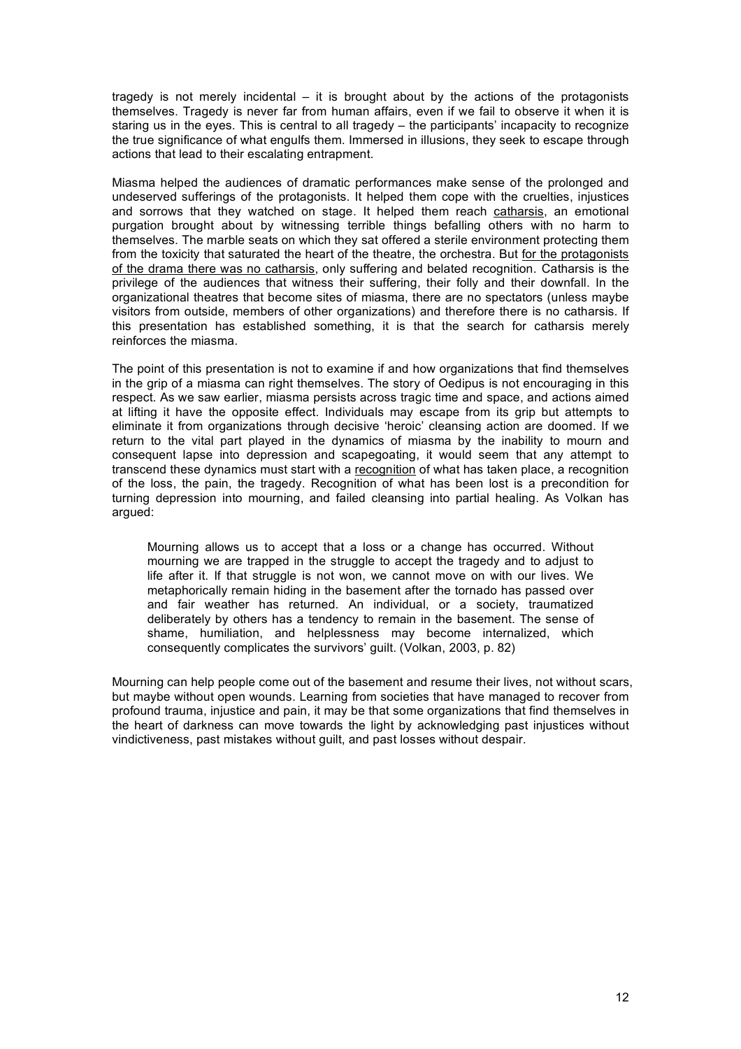tragedy is not merely incidental – it is brought about by the actions of the protagonists themselves. Tragedy is never far from human affairs, even if we fail to observe it when it is staring us in the eyes. This is central to all tragedy – the participants' incapacity to recognize the true significance of what engulfs them. Immersed in illusions, they seek to escape through actions that lead to their escalating entrapment.

Miasma helped the audiences of dramatic performances make sense of the prolonged and undeserved sufferings of the protagonists. It helped them cope with the cruelties, injustices and sorrows that they watched on stage. It helped them reach <u>catharsis</u>, an emotional purgation brought about by witnessing terrible things befalling others with no harm to themselves. The marble seats on which they sat offered a sterile environment protecting them from the toxicity that saturated the heart of the theatre, the orchestra. But <u>for the protagonists of the drama there was no catharsis</u>, only suffering and belated recognition. Catharsis is the privilege of the audiences that witness their suffering, their folly and their downfall. In the organizational theatres that become sites of miasma, there are no spectators (unless maybe visitors from outside, members of other organizations) and therefore there is no catharsis. If this presentation has established something, it is that the search for catharsis merely reinforces the miasma.

The point of this presentation is not to examine if and how organizations that find themselves in the grip of a miasma can right themselves. The story of Oedipus is not encouraging in this respect. As we saw earlier, miasma persists across tragic time and space, and actions aimed at lifting it have the opposite effect. Individuals may escape from its grip but attempts to eliminate it from organizations through decisive 'heroic' cleansing action are doomed. If we return to the vital part played in the dynamics of miasma by the inability to mourn and consequent lapse into depression and scapegoating, it would seem that any attempt to transcend these dynamics must start with a <u>recognition</u> of what has taken place, a recognition of the loss, the pain, the tragedy. Recognition of what has been lost is a precondition for turning depression into mourning, and failed cleansing into partial healing. As Volkan has argued:

> Mourning allows us to accept that a loss or a change has occurred. Without mourning we are trapped in the struggle to accept the tragedy and to adjust to life after it. If that struggle is not won, we cannot move on with our lives. We metaphorically remain hiding in the basement after the tornado has passed over and fair weather has returned. An individual, or a society, traumatized deliberately by others has a tendency to remain in the basement. The sense of shame, humiliation, and helplessness may become internalized, which consequently complicates the survivors' guilt. (Volkan, 2003, p. 82)

Mourning can help people come out of the basement and resume their lives, not without scars, but maybe without open wounds. Learning from societies that have managed to recover from profound trauma, injustice and pain, it may be that some organizations that find themselves in the heart of darkness can move towards the light by acknowledging past injustices without vindictiveness, past mistakes without guilt, and past losses without despair.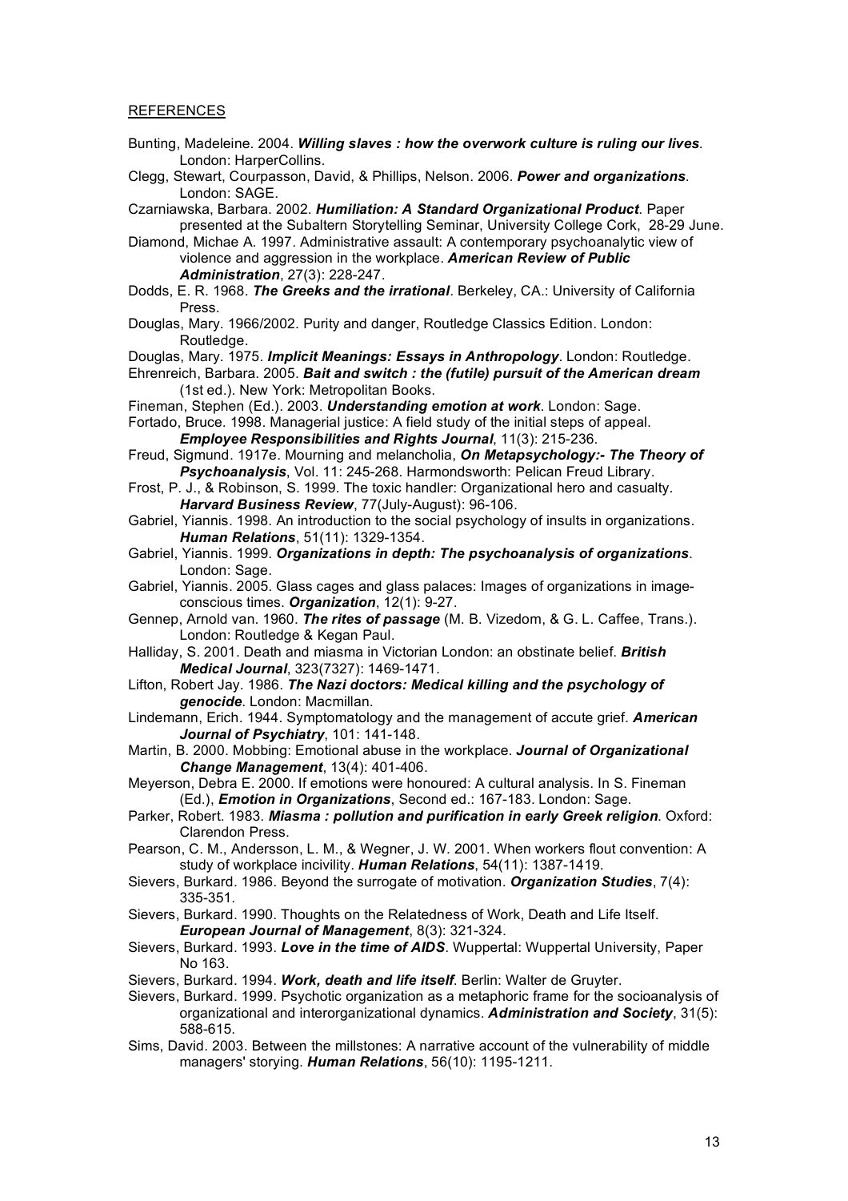REFERENCES

Bunting, Madeleine. 2004. ***Willing slaves : how the overwork culture is ruling our lives***. London: HarperCollins.

Clegg, Stewart, Courpasson, David, & Phillips, Nelson. 2006. ***Power and organizations***. London: SAGE.

Czarniawska, Barbara. 2002. ***Humiliation: A Standard Organizational Product***. Paper presented at the Subaltern Storytelling Seminar, University College Cork, 28-29 June.

Diamond, Michae A. 1997. Administrative assault: A contemporary psychoanalytic view of violence and aggression in the workplace. ***American Review of Public Administration***, 27(3): 228-247.

Dodds, E. R. 1968. ***The Greeks and the irrational***. Berkeley, CA.: University of California Press.

Douglas, Mary. 1966/2002. Purity and danger, Routledge Classics Edition. London: Routledge.

Douglas, Mary. 1975. ***Implicit Meanings: Essays in Anthropology***. London: Routledge.

Ehrenreich, Barbara. 2005. ***Bait and switch : the (futile) pursuit of the American dream*** (1st ed.). New York: Metropolitan Books.

Fineman, Stephen (Ed.). 2003. ***Understanding emotion at work***. London: Sage.

Fortado, Bruce. 1998. Managerial justice: A field study of the initial steps of appeal. ***Employee Responsibilities and Rights Journal***, 11(3): 215-236.

Freud, Sigmund. 1917e. Mourning and melancholia, ***On Metapsychology:- The Theory of Psychoanalysis***, Vol. 11: 245-268. Harmondsworth: Pelican Freud Library.

Frost, P. J., & Robinson, S. 1999. The toxic handler: Organizational hero and casualty. ***Harvard Business Review***, 77(July-August): 96-106.

Gabriel, Yiannis. 1998. An introduction to the social psychology of insults in organizations. ***Human Relations***, 51(11): 1329-1354.

Gabriel, Yiannis. 1999. ***Organizations in depth: The psychoanalysis of organizations***. London: Sage.

Gabriel, Yiannis. 2005. Glass cages and glass palaces: Images of organizations in image-conscious times. ***Organization***, 12(1): 9-27.

Gennep, Arnold van. 1960. ***The rites of passage*** (M. B. Vizedom, & G. L. Caffee, Trans.). London: Routledge & Kegan Paul.

Halliday, S. 2001. Death and miasma in Victorian London: an obstinate belief. ***British Medical Journal***, 323(7327): 1469-1471.

Lifton, Robert Jay. 1986. ***The Nazi doctors: Medical killing and the psychology of genocide***. London: Macmillan.

Lindemann, Erich. 1944. Symptomatology and the management of accute grief. ***American Journal of Psychiatry***, 101: 141-148.

Martin, B. 2000. Mobbing: Emotional abuse in the workplace. ***Journal of Organizational Change Management***, 13(4): 401-406.

Meyerson, Debra E. 2000. If emotions were honoured: A cultural analysis. In S. Fineman (Ed.), ***Emotion in Organizations***, Second ed.: 167-183. London: Sage.

Parker, Robert. 1983. ***Miasma : pollution and purification in early Greek religion***. Oxford: Clarendon Press.

Pearson, C. M., Andersson, L. M., & Wegner, J. W. 2001. When workers flout convention: A study of workplace incivility. ***Human Relations***, 54(11): 1387-1419.

Sievers, Burkard. 1986. Beyond the surrogate of motivation. ***Organization Studies***, 7(4): 335-351.

Sievers, Burkard. 1990. Thoughts on the Relatedness of Work, Death and Life Itself. ***European Journal of Management***, 8(3): 321-324.

Sievers, Burkard. 1993. ***Love in the time of AIDS***. Wuppertal: Wuppertal University, Paper No 163.

Sievers, Burkard. 1994. ***Work, death and life itself***. Berlin: Walter de Gruyter.

Sievers, Burkard. 1999. Psychotic organization as a metaphoric frame for the socioanalysis of organizational and interorganizational dynamics. ***Administration and Society***, 31(5): 588-615.

Sims, David. 2003. Between the millstones: A narrative account of the vulnerability of middle managers' storying. ***Human Relations***, 56(10): 1195-1211.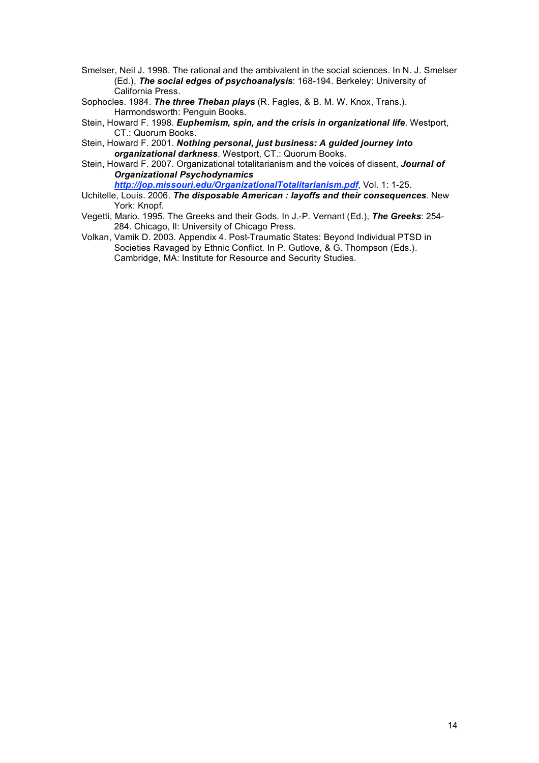Smelser, Neil J. 1998. The rational and the ambivalent in the social sciences. In N. J. Smelser (Ed.), ***The social edges of psychoanalysis***: 168-194. Berkeley: University of California Press.

Sophocles. 1984. ***The three Theban plays*** (R. Fagles, & B. M. W. Knox, Trans.). Harmondsworth: Penguin Books.

Stein, Howard F. 1998. ***Euphemism, spin, and the crisis in organizational life***. Westport, CT.: Quorum Books.

Stein, Howard F. 2001. ***Nothing personal, just business: A guided journey into organizational darkness***. Westport, CT.: Quorum Books.

Stein, Howard F. 2007. Organizational totalitarianism and the voices of dissent, ***Journal of Organizational Psychodynamics*** ***http://jop.missouri.edu/OrganizationalTotalitarianism.pdf***, Vol. 1: 1-25.

Uchitelle, Louis. 2006. ***The disposable American : layoffs and their consequences***. New York: Knopf.

Vegetti, Mario. 1995. The Greeks and their Gods. In J.-P. Vernant (Ed.), ***The Greeks***: 254-284. Chicago, Il: University of Chicago Press.

Volkan, Vamik D. 2003. Appendix 4. Post-Traumatic States: Beyond Individual PTSD in Societies Ravaged by Ethnic Conflict. In P. Gutlove, & G. Thompson (Eds.). Cambridge, MA: Institute for Resource and Security Studies.